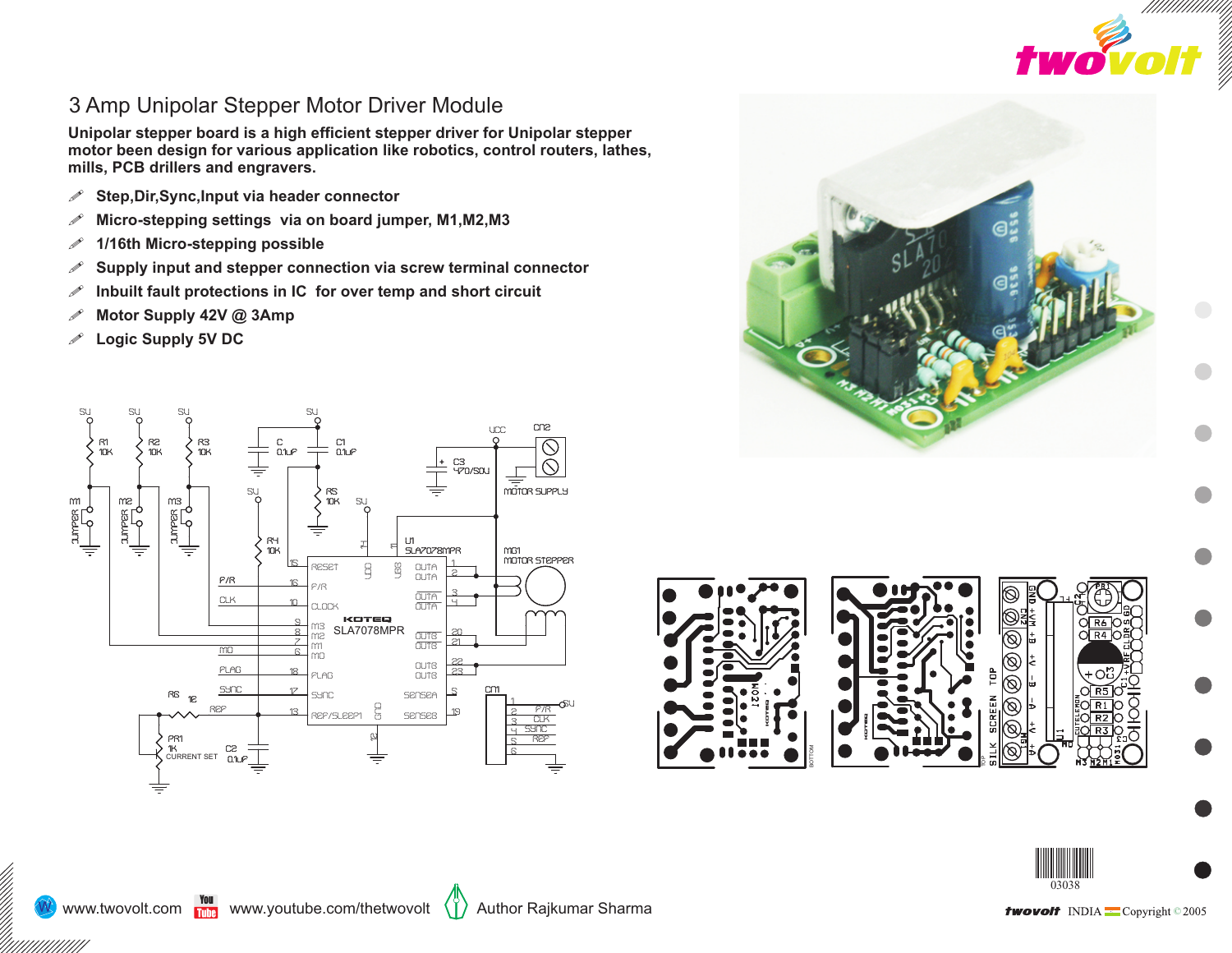# 3 Amp Unipolar Stepper Motor Driver Module

**Unipolar stepper board is a high efficient stepper driver for Unipolar stepper motor been design for various application like robotics, control routers, lathes, mills, PCB drillers and engravers.**

- **Step,Dir,Sync,Input via header connector**
- **Micro-stepping settings via on board jumper, M1,M2,M3**
- **1/16th Micro-stepping possible**
- **Supply input and stepper connection via screw terminal connector**
- **Inbuilt fault protections in IC for over temp and short circuit**
- **Motor Supply 42V @ 3Amp**
- **Logic Supply 5V DC**

www.twovolt.com www.youtube.com/thetwovolt Author Rajkumar Sharma

twovolt INDIA Copyright © 2005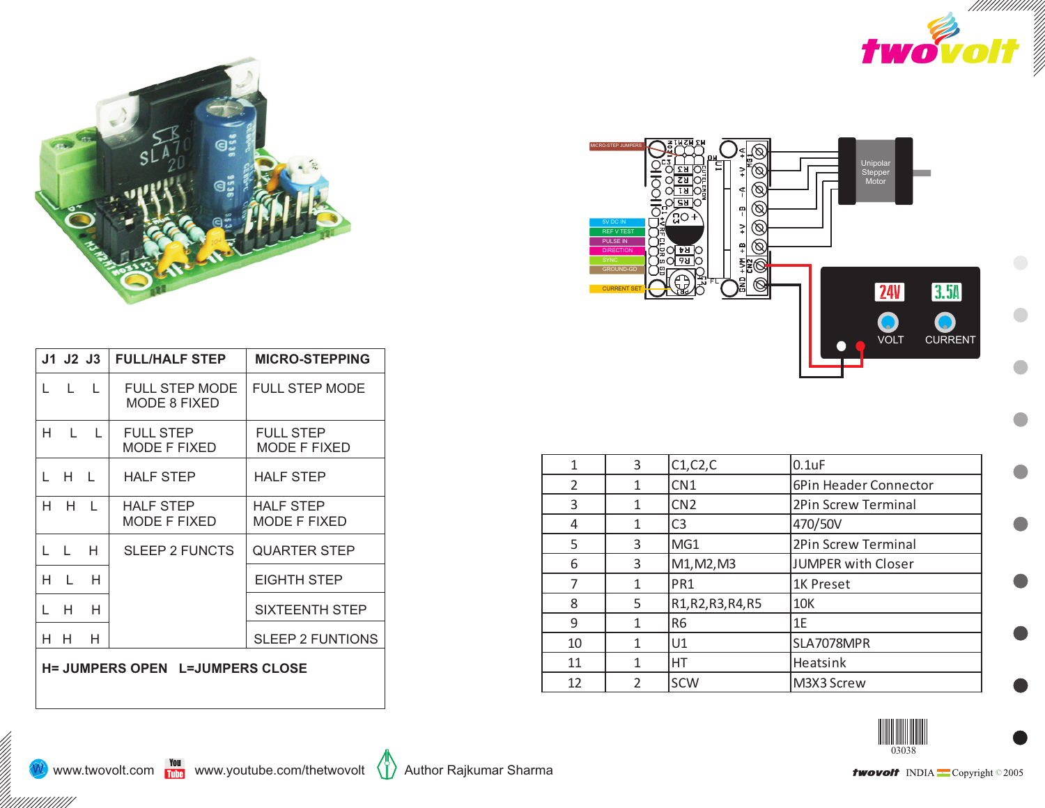# twovolt

| J1 J2 J3 | FULL/HALF STEP | MICRO-STEPPING |
|---|---|---|
| L L L | FULL STEP MODE MODE 8 FIXED | FULL STEP MODE |
| H L L | FULL STEP MODE F FIXED | FULL STEP MODE F FIXED |
| L H L | HALF STEP | HALF STEP |
| H H L | HALF STEP MODE F FIXED | HALF STEP MODE F FIXED |
| L L H | SLEEP 2 FUNCTS | QUARTER STEP |
| H L H | | EIGHTH STEP |
| L H H | | SIXTEENTH STEP |
| H H H | | SLEEP 2 FUNTIONS |

**H= JUMPERS OPEN L=JUMPERS CLOSE**

MICRO-STEP JUMPERS

5V DC IN
REF V TEST
PULSE IN
DIRECTION
SYNC
GROUND-GD
CURRENT SET

Unipolar Stepper Motor

24V 3.5A
VOLT CURRENT

| 1 | 3 | C1,C2,C | 0.1uF |
|---|---|---|---|
| 2 | 1 | CN1 | 6Pin Header Connector |
| 3 | 1 | CN2 | 2Pin Screw Terminal |
| 4 | 1 | C3 | 470/50V |
| 5 | 3 | MG1 | 2Pin Screw Terminal |
| 6 | 3 | M1,M2,M3 | JUMPER with Closer |
| 7 | 1 | PR1 | 1K Preset |
| 8 | 5 | R1,R2,R3,R4,R5 | 10K |
| 9 | 1 | R6 | 1E |
| 10 | 1 | U1 | SLA7078MPR |
| 11 | 1 | HT | Heatsink |
| 12 | 2 | SCW | M3X3 Screw |

03038

www.twovolt.com www.youtube.com/thetwovolt Author Rajkumar Sharma

twovolt INDIA Copyright © 2005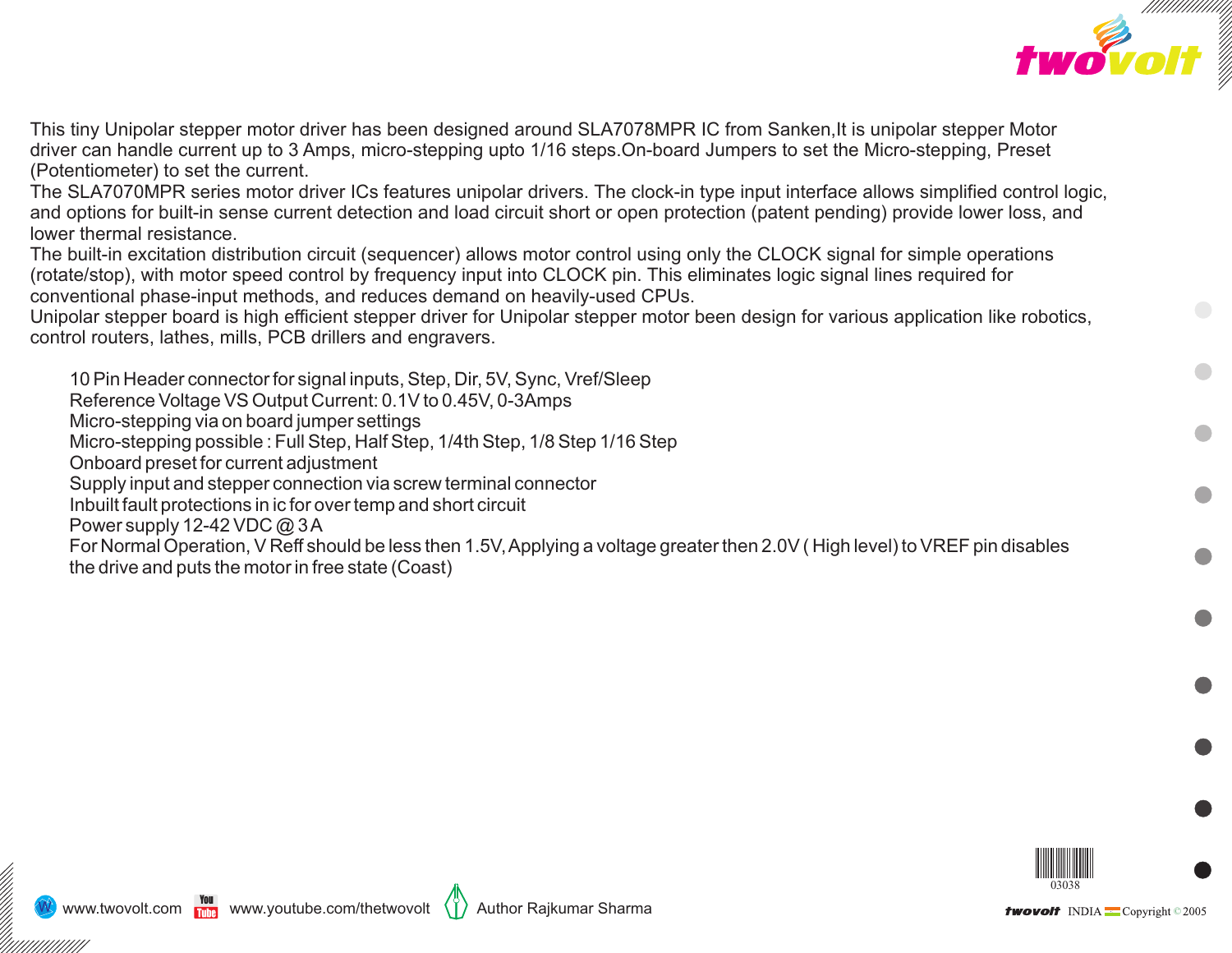This tiny Unipolar stepper motor driver has been designed around SLA7078MPR IC from Sanken,It is unipolar stepper Motor driver can handle current up to 3 Amps, micro-stepping upto 1/16 steps.On-board Jumpers to set the Micro-stepping, Preset (Potentiometer) to set the current.

The SLA7070MPR series motor driver ICs features unipolar drivers. The clock-in type input interface allows simplified control logic, and options for built-in sense current detection and load circuit short or open protection (patent pending) provide lower loss, and lower thermal resistance.

The built-in excitation distribution circuit (sequencer) allows motor control using only the CLOCK signal for simple operations (rotate/stop), with motor speed control by frequency input into CLOCK pin. This eliminates logic signal lines required for conventional phase-input methods, and reduces demand on heavily-used CPUs.

Unipolar stepper board is high efficient stepper driver for Unipolar stepper motor been design for various application like robotics, control routers, lathes, mills, PCB drillers and engravers.

- 10 Pin Header connector for signal inputs, Step, Dir, 5V, Sync, Vref/Sleep
- Reference Voltage VS Output Current: 0.1V to 0.45V, 0-3Amps
- Micro-stepping via on board jumper settings
- Micro-stepping possible : Full Step, Half Step, 1/4th Step, 1/8 Step 1/16 Step
- Onboard preset for current adjustment
- Supply input and stepper connection via screw terminal connector
- Inbuilt fault protections in ic for over temp and short circuit
- Power supply 12-42 VDC @ 3 A
- For Normal Operation, V Reff should be less then 1.5V, Applying a voltage greater then 2.0V ( High level) to VREF pin disables the drive and puts the motor in free state (Coast)

www.twovolt.com www.youtube.com/thetwovolt Author Rajkumar Sharma

03038

twovolt INDIA Copyright © 2005